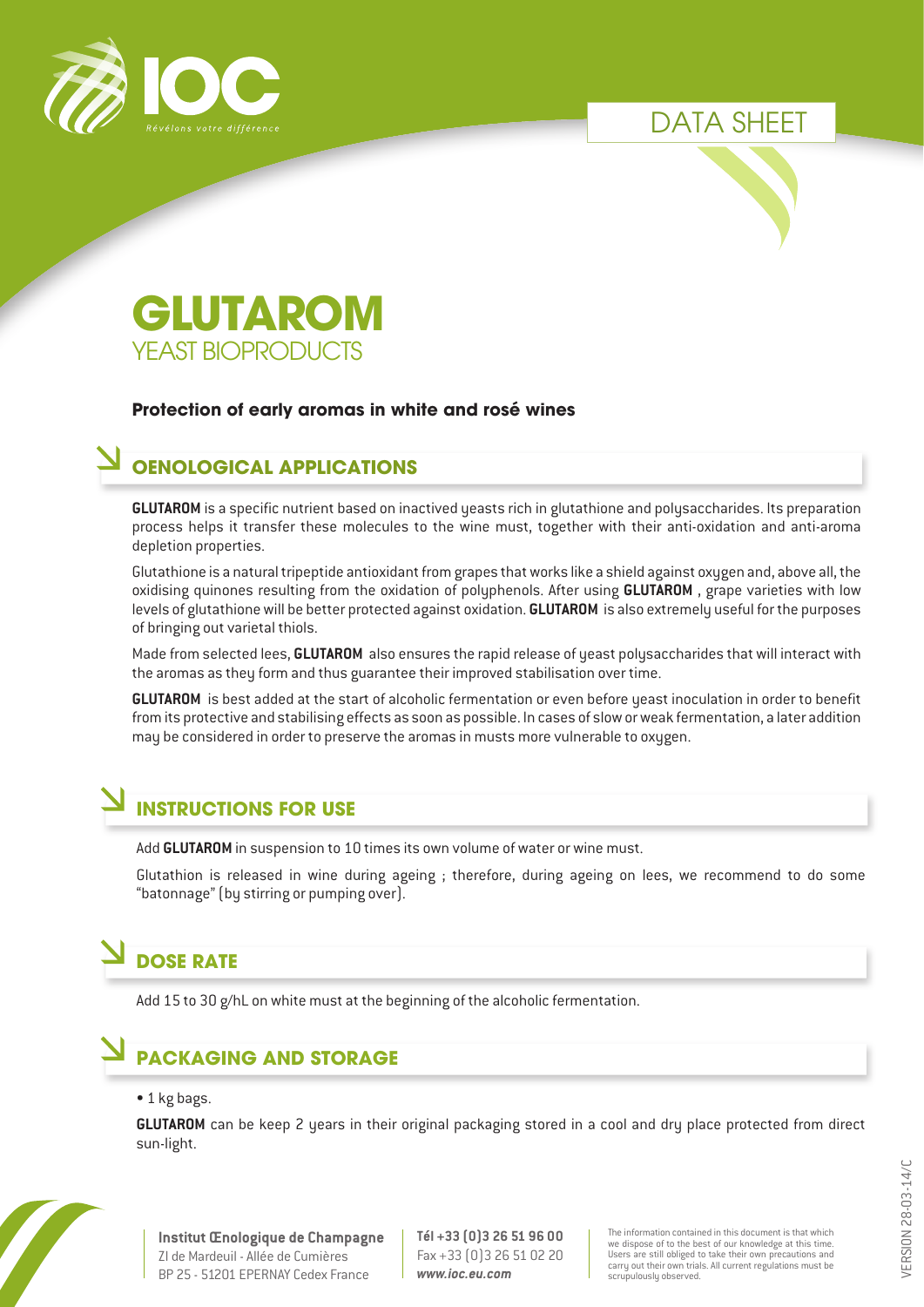IOC

*Révélons votre différence*

DATA SHEET

# GLUTAROM

## YEAST BIOPRODUCTS

**Protection of early aromas in white and rosé wines**

## OENOLOGICAL APPLICATIONS

**GLUTAROM** is a specific nutrient based on inactived yeasts rich in glutathione and polysaccharides. Its preparation process helps it transfer these molecules to the wine must, together with their anti-oxidation and anti-aroma depletion properties.

Glutathione is a natural tripeptide antioxidant from grapes that works like a shield against oxygen and, above all, the oxidising quinones resulting from the oxidation of polyphenols. After using **GLUTAROM** , grape varieties with low levels of glutathione will be better protected against oxidation. **GLUTAROM** is also extremely useful for the purposes of bringing out varietal thiols.

Made from selected lees, **GLUTAROM** also ensures the rapid release of yeast polysaccharides that will interact with the aromas as they form and thus guarantee their improved stabilisation over time.

**GLUTAROM** is best added at the start of alcoholic fermentation or even before yeast inoculation in order to benefit from its protective and stabilising effects as soon as possible. In cases of slow or weak fermentation, a later addition may be considered in order to preserve the aromas in musts more vulnerable to oxygen.

## INSTRUCTIONS FOR USE

Add **GLUTAROM** in suspension to 10 times its own volume of water or wine must.

Glutathion is released in wine during ageing ; therefore, during ageing on lees, we recommend to do some "batonnage" (by stirring or pumping over).

## DOSE RATE

Add 15 to 30 g/hL on white must at the beginning of the alcoholic fermentation.

## PACKAGING AND STORAGE

- 1 kg bags.

**GLUTAROM** can be keep 2 years in their original packaging stored in a cool and dry place protected from direct sun-light.

**Institut Œnologique de Champagne**
ZI de Mardeuil - Allée de Cumières
BP 25 - 51201 EPERNAY Cedex France

**Tél +33 (0)3 26 51 96 00**
Fax +33 (0)3 26 51 02 20
***www.ioc.eu.com***

The information contained in this document is that which we dispose of to the best of our knowledge at this time. Users are still obliged to take their own precautions and carry out their own trials. All current regulations must be scrupulously observed.

VERSION 28-03-14/C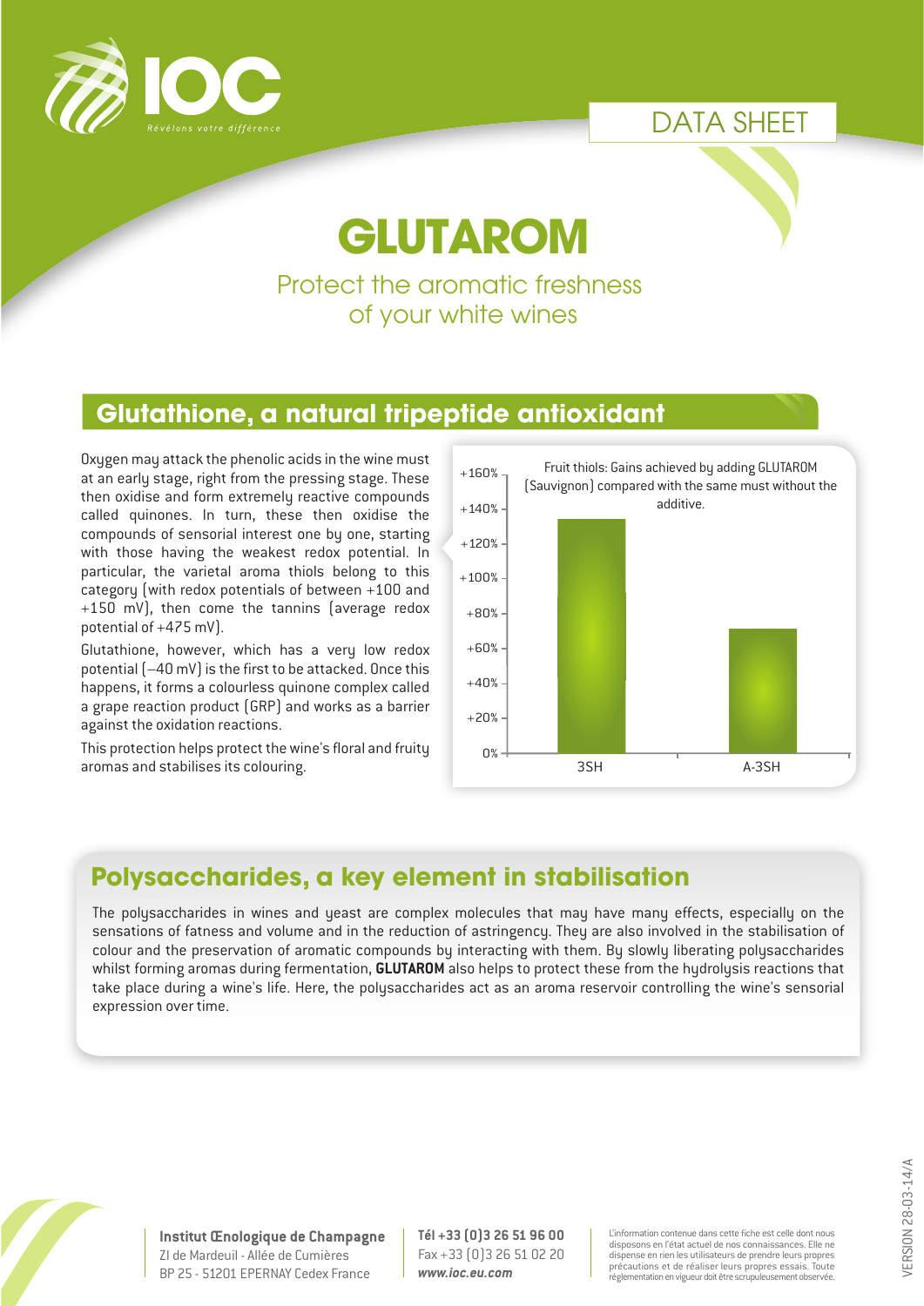DATA SHEET

# GLUTAROM

Protect the aromatic freshness of your white wines

## Glutathione, a natural tripeptide antioxidant

Oxygen may attack the phenolic acids in the wine must at an early stage, right from the pressing stage. These then oxidise and form extremely reactive compounds called quinones. In turn, these then oxidise the compounds of sensorial interest one by one, starting with those having the weakest redox potential. In particular, the varietal aroma thiols belong to this category (with redox potentials of between +100 and +150 mV), then come the tannins (average redox potential of +475 mV).

Glutathione, however, which has a very low redox potential (–40 mV) is the first to be attacked. Once this happens, it forms a colourless quinone complex called a grape reaction product (GRP) and works as a barrier against the oxidation reactions.

This protection helps protect the wine's floral and fruity aromas and stabilises its colouring.

Fruit thiols: Gains achieved by adding GLUTAROM (Sauvignon) compared with the same must without the additive.

+160%
+140%
+120%
+100%
+80%
+60%
+40%
+20%
0%

3SH
A-3SH

## Polysaccharides, a key element in stabilisation

The polysaccharides in wines and yeast are complex molecules that may have many effects, especially on the sensations of fatness and volume and in the reduction of astringency. They are also involved in the stabilisation of colour and the preservation of aromatic compounds by interacting with them. By slowly liberating polysaccharides whilst forming aromas during fermentation, **GLUTAROM** also helps to protect these from the hydrolysis reactions that take place during a wine's life. Here, the polysaccharides act as an aroma reservoir controlling the wine's sensorial expression over time.

**Institut Œnologique de Champagne**
ZI de Mardeuil - Allée de Cumières
BP 25 - 51201 EPERNAY Cedex France

**Tél +33 (0)3 26 51 96 00**
Fax +33 (0)3 26 51 02 20
***www.ioc.eu.com***

L'information contenue dans cette fiche est celle dont nous disposons en l'état actuel de nos connaissances. Elle ne dispense en rien les utilisateurs de prendre leurs propres précautions et de réaliser leurs propres essais. Toute réglementation en vigueur doit être scrupuleusement observée.

VERSION 28-03-14/A